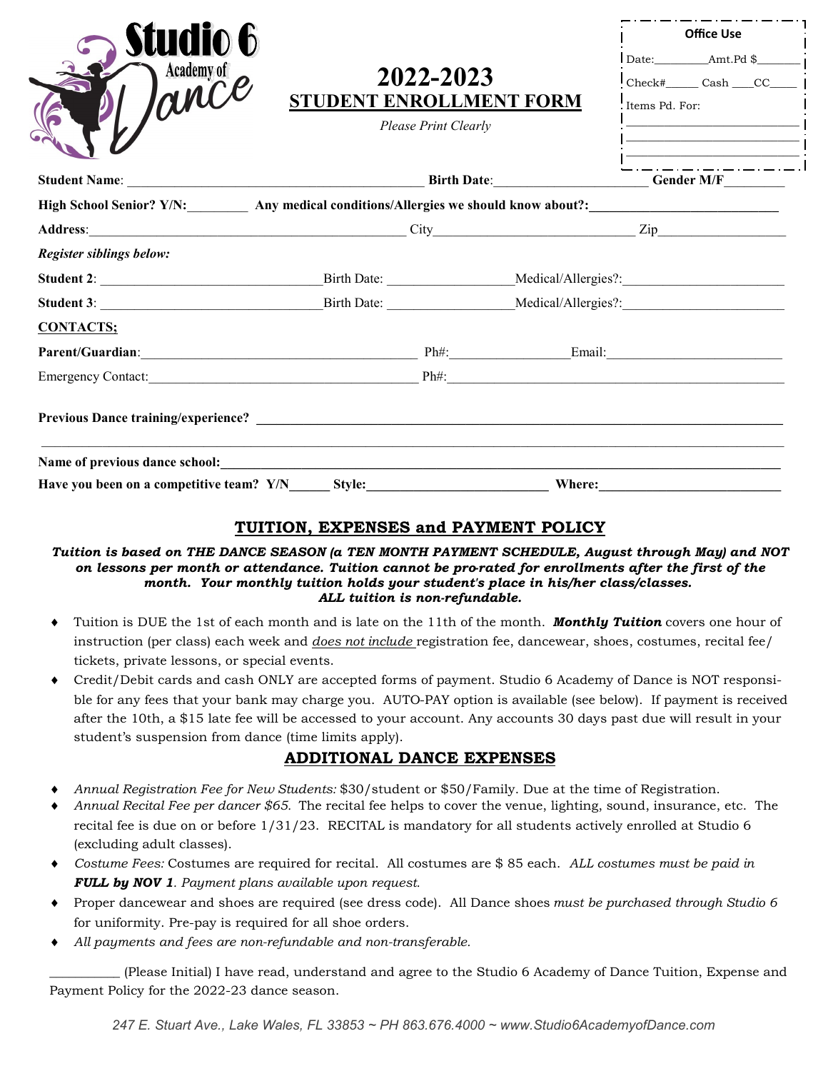Studio 6 Academy of Dance

# 2022-2023
## STUDENT ENROLLMENT FORM

*Please Print Clearly*

**Office Use**

Date:_________ Amt.Pd $________

Check#______ Cash ____CC_____

Items Pd. For:

___________________________

___________________________

___________________________

**Student Name**: ___________________________________________ **Birth Date**:______________________ **Gender M/F**_________

**High School Senior? Y/N**:_________ **Any medical conditions/Allergies we should know about?**:___________________________

**Address**:_______________________________________________ City_____________________________ Zip___________________

***Register siblings below:***

**Student 2**: ________________________________ Birth Date: __________________ Medical/Allergies?:________________________

**Student 3**: ________________________________ Birth Date: __________________ Medical/Allergies?:________________________

**CONTACTS;**

**Parent/Guardian**:__________________________________________ Ph#:_________________ Email:___________________________

Emergency Contact:__________________________________________ Ph#:___________________________________________________

**Previous Dance training/experience?** ___________________________________________________________________________

_____________________________________________________________________________________________________________

**Name of previous dance school:**_______________________________________________________________________________

**Have you been on a competitive team? Y/N**______ **Style:**__________________________ **Where:**__________________________

## TUITION, EXPENSES and PAYMENT POLICY

***Tuition is based on THE DANCE SEASON (a TEN MONTH PAYMENT SCHEDULE, August through May) and NOT on lessons per month or attendance. Tuition cannot be pro-rated for enrollments after the first of the month. Your monthly tuition holds your student's place in his/her class/classes. ALL tuition is non-refundable.***

- Tuition is DUE the 1st of each month and is late on the 11th of the month. ***Monthly Tuition*** covers one hour of instruction (per class) each week and *does not include* registration fee, dancewear, shoes, costumes, recital fee/ tickets, private lessons, or special events.
- Credit/Debit cards and cash ONLY are accepted forms of payment. Studio 6 Academy of Dance is NOT responsible for any fees that your bank may charge you. AUTO-PAY option is available (see below). If payment is received after the 10th, a $15 late fee will be accessed to your account. Any accounts 30 days past due will result in your student's suspension from dance (time limits apply).

## ADDITIONAL DANCE EXPENSES

- *Annual Registration Fee for New Students:* $30/student or $50/Family. Due at the time of Registration.
- *Annual Recital Fee per dancer $65.* The recital fee helps to cover the venue, lighting, sound, insurance, etc. The recital fee is due on or before 1/31/23. RECITAL is mandatory for all students actively enrolled at Studio 6 (excluding adult classes).
- *Costume Fees:* Costumes are required for recital. All costumes are $ 85 each. *ALL costumes must be paid in **FULL by NOV 1**. Payment plans available upon request.*
- Proper dancewear and shoes are required (see dress code). All Dance shoes *must be purchased through Studio 6* for uniformity. Pre-pay is required for all shoe orders.
- *All payments and fees are non-refundable and non-transferable.*

__________ (Please Initial) I have read, understand and agree to the Studio 6 Academy of Dance Tuition, Expense and Payment Policy for the 2022-23 dance season.

*247 E. Stuart Ave., Lake Wales, FL 33853 ~ PH 863.676.4000 ~ www.Studio6AcademyofDance.com*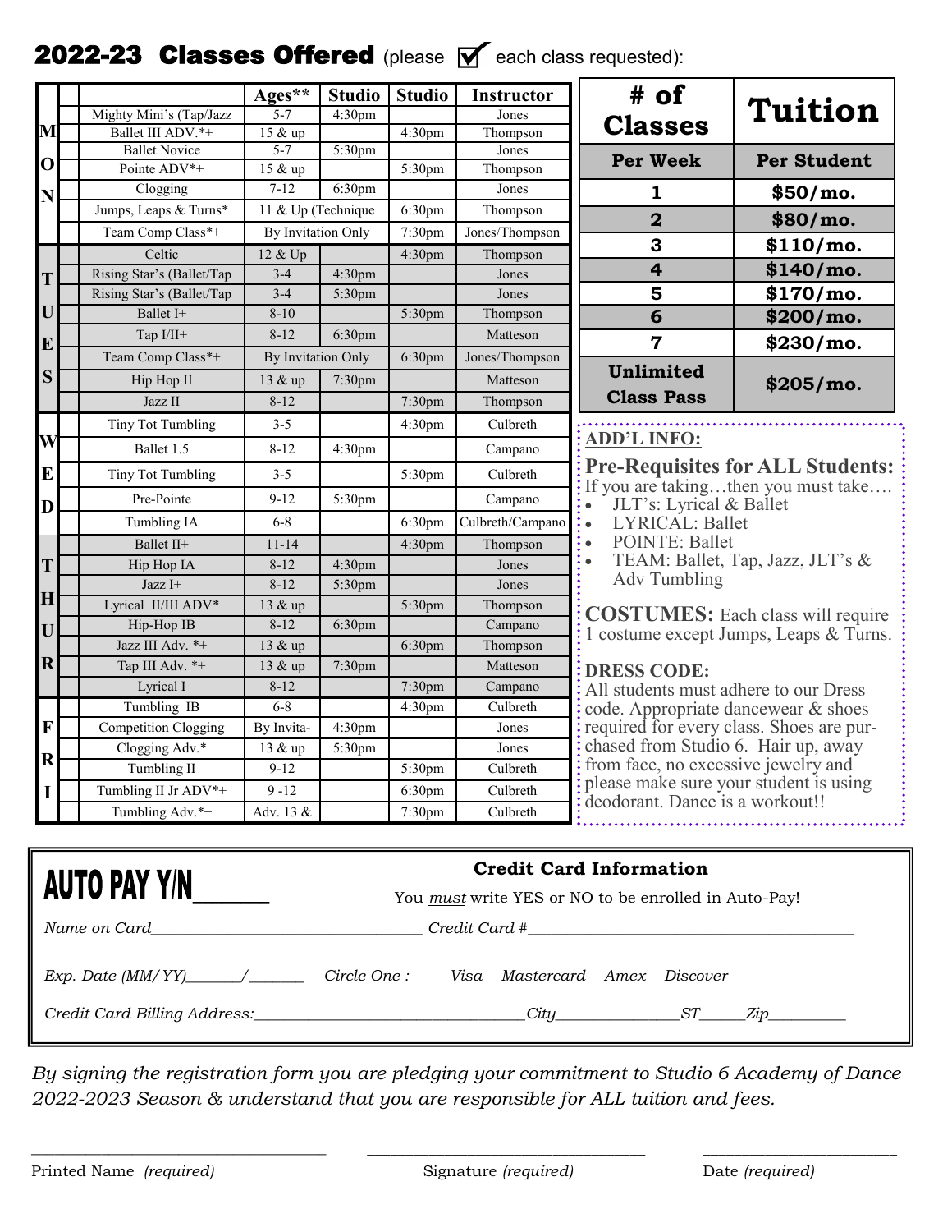## 2022-23 Classes Offered (please ☑ each class requested):

| Day | ☐ | Class | Ages** | Studio | Studio | Instructor |
|---|---|---|---|---|---|---|
| MON | | Mighty Mini's (Tap/Jazz | 5-7 | 4:30pm | | Jones |
| | | Ballet III ADV.*+ | 15 & up | | 4:30pm | Thompson |
| | | Ballet Novice | 5-7 | 5:30pm | | Jones |
| | | Pointe ADV*+ | 15 & up | | 5:30pm | Thompson |
| | | Clogging | 7-12 | 6:30pm | | Jones |
| | | Jumps, Leaps & Turns* | 11 & Up (Technique | | 6:30pm | Thompson |
| | | Team Comp Class*+ | By Invitation Only | | 7:30pm | Jones/Thompson |
| TUES | | Celtic | 12 & Up | | 4:30pm | Thompson |
| | | Rising Star's (Ballet/Tap | 3-4 | 4:30pm | | Jones |
| | | Rising Star's (Ballet/Tap | 3-4 | 5:30pm | | Jones |
| | | Ballet I+ | 8-10 | | 5:30pm | Thompson |
| | | Tap I/II+ | 8-12 | 6:30pm | | Matteson |
| | | Team Comp Class*+ | By Invitation Only | | 6:30pm | Jones/Thompson |
| | | Hip Hop II | 13 & up | 7:30pm | | Matteson |
| | | Jazz II | 8-12 | | 7:30pm | Thompson |
| WED | | Tiny Tot Tumbling | 3-5 | | 4:30pm | Culbreth |
| | | Ballet 1.5 | 8-12 | 4:30pm | | Campano |
| | | Tiny Tot Tumbling | 3-5 | | 5:30pm | Culbreth |
| | | Pre-Pointe | 9-12 | 5:30pm | | Campano |
| | | Tumbling IA | 6-8 | | 6:30pm | Culbreth/Campano |
| THUR | | Ballet II+ | 11-14 | | 4:30pm | Thompson |
| | | Hip Hop IA | 8-12 | 4:30pm | | Jones |
| | | Jazz I+ | 8-12 | 5:30pm | | Jones |
| | | Lyrical II/III ADV* | 13 & up | | 5:30pm | Thompson |
| | | Hip-Hop IB | 8-12 | 6:30pm | | Campano |
| | | Jazz III Adv. *+ | 13 & up | | 6:30pm | Thompson |
| | | Tap III Adv. *+ | 13 & up | 7:30pm | | Matteson |
| | | Lyrical I | 8-12 | | 7:30pm | Campano |
| FRI | | Tumbling IB | 6-8 | | 4:30pm | Culbreth |
| | | Competition Clogging | By Invita- | 4:30pm | | Jones |
| | | Clogging Adv.* | 13 & up | 5:30pm | | Jones |
| | | Tumbling II | 9-12 | | 5:30pm | Culbreth |
| | | Tumbling II Jr ADV*+ | 9 -12 | | 6:30pm | Culbreth |
| | | Tumbling Adv.*+ | Adv. 13 & | | 7:30pm | Culbreth |

| # of Classes Per Week | Tuition Per Student |
|---|---|
| 1 | $50/mo. |
| 2 | $80/mo. |
| 3 | $110/mo. |
| 4 | $140/mo. |
| 5 | $170/mo. |
| 6 | $200/mo. |
| 7 | $230/mo. |
| Unlimited Class Pass | $205/mo. |

**ADD'L INFO:**

**Pre-Requisites for ALL Students:**
If you are taking…then you must take….

- JLT's: Lyrical & Ballet
- LYRICAL: Ballet
- POINTE: Ballet
- TEAM: Ballet, Tap, Jazz, JLT's & Adv Tumbling

**COSTUMES:** Each class will require 1 costume except Jumps, Leaps & Turns.

**DRESS CODE:**
All students must adhere to our Dress code. Appropriate dancewear & shoes required for every class. Shoes are purchased from Studio 6. Hair up, away from face, no excessive jewelry and please make sure your student is using deodorant. Dance is a workout!!

**AUTO PAY Y/N**______

**Credit Card Information**

You *must* write YES or NO to be enrolled in Auto-Pay!

*Name on Card*________________________________ *Credit Card #*______________________________________

*Exp. Date (MM/ YY)*_______/_______ *Circle One :* *Visa* *Mastercard* *Amex* *Discover*

*Credit Card Billing Address:*________________________________*City*_______________*ST*_____*Zip*_________

*By signing the registration form you are pledging your commitment to Studio 6 Academy of Dance 2022-2023 Season & understand that you are responsible for ALL tuition and fees.*

___________________________________ ________________________________ _______________________

Printed Name *(required)* Signature *(required)* Date *(required)*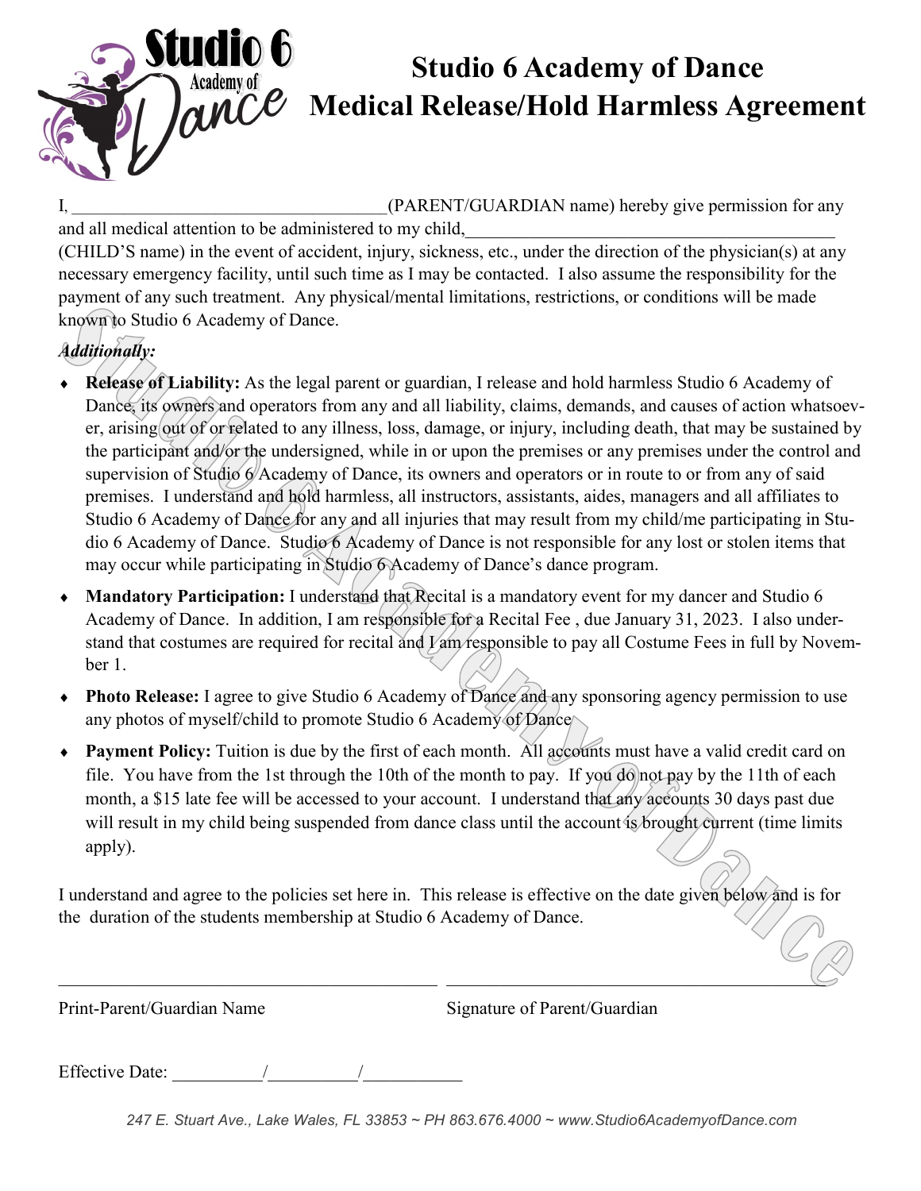# Studio 6 Academy of Dance
# Medical Release/Hold Harmless Agreement

I, ___________________________________(PARENT/GUARDIAN name) hereby give permission for any and all medical attention to be administered to my child,__________________________________________ (CHILD'S name) in the event of accident, injury, sickness, etc., under the direction of the physician(s) at any necessary emergency facility, until such time as I may be contacted. I also assume the responsibility for the payment of any such treatment. Any physical/mental limitations, restrictions, or conditions will be made known to Studio 6 Academy of Dance.

***Additionally:***

- **Release of Liability:** As the legal parent or guardian, I release and hold harmless Studio 6 Academy of Dance, its owners and operators from any and all liability, claims, demands, and causes of action whatsoever, arising out of or related to any illness, loss, damage, or injury, including death, that may be sustained by the participant and/or the undersigned, while in or upon the premises or any premises under the control and supervision of Studio 6 Academy of Dance, its owners and operators or in route to or from any of said premises. I understand and hold harmless, all instructors, assistants, aides, managers and all affiliates to Studio 6 Academy of Dance for any and all injuries that may result from my child/me participating in Studio 6 Academy of Dance. Studio 6 Academy of Dance is not responsible for any lost or stolen items that may occur while participating in Studio 6 Academy of Dance's dance program.
- **Mandatory Participation:** I understand that Recital is a mandatory event for my dancer and Studio 6 Academy of Dance. In addition, I am responsible for a Recital Fee , due January 31, 2023. I also understand that costumes are required for recital and I am responsible to pay all Costume Fees in full by November 1.
- **Photo Release:** I agree to give Studio 6 Academy of Dance and any sponsoring agency permission to use any photos of myself/child to promote Studio 6 Academy of Dance
- **Payment Policy:** Tuition is due by the first of each month. All accounts must have a valid credit card on file. You have from the 1st through the 10th of the month to pay. If you do not pay by the 11th of each month, a $15 late fee will be accessed to your account. I understand that any accounts 30 days past due will result in my child being suspended from dance class until the account is brought current (time limits apply).

I understand and agree to the policies set here in. This release is effective on the date given below and is for the duration of the students membership at Studio 6 Academy of Dance.

_________________________________________ _________________________________________

Print-Parent/Guardian Name Signature of Parent/Guardian

Effective Date: __________/__________/___________

*247 E. Stuart Ave., Lake Wales, FL 33853 ~ PH 863.676.4000 ~ www.Studio6AcademyofDance.com*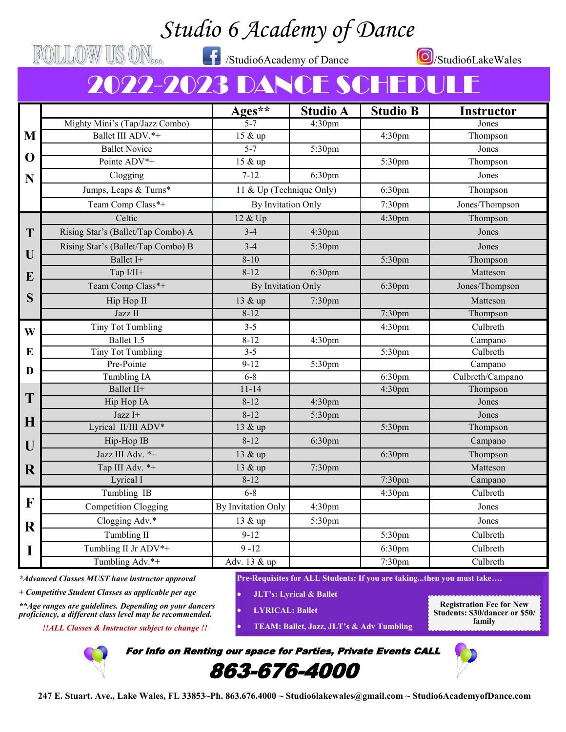# Studio 6 Academy of Dance

FOLLOW US ON... /Studio6Academy of Dance /Studio6LakeWales

## 2022-2023 DANCE SCHEDULE

| Day | Class | Ages** | Studio A | Studio B | Instructor |
|---|---|---|---|---|---|
| MON | Mighty Mini's (Tap/Jazz Combo) | 5-7 | 4:30pm | | Jones |
| | Ballet III ADV.*+ | 15 & up | | 4:30pm | Thompson |
| | Ballet Novice | 5-7 | 5:30pm | | Jones |
| | Pointe ADV*+ | 15 & up | | 5:30pm | Thompson |
| | Clogging | 7-12 | 6:30pm | | Jones |
| | Jumps, Leaps & Turns* | 11 & Up (Technique Only) | | 6:30pm | Thompson |
| | Team Comp Class*+ | By Invitation Only | | 7:30pm | Jones/Thompson |
| TUES | Celtic | 12 & Up | | 4:30pm | Thompson |
| | Rising Star's (Ballet/Tap Combo) A | 3-4 | 4:30pm | | Jones |
| | Rising Star's (Ballet/Tap Combo) B | 3-4 | 5:30pm | | Jones |
| | Ballet I+ | 8-10 | | 5:30pm | Thompson |
| | Tap I/II+ | 8-12 | 6:30pm | | Matteson |
| | Team Comp Class*+ | By Invitation Only | | 6:30pm | Jones/Thompson |
| | Hip Hop II | 13 & up | 7:30pm | | Matteson |
| | Jazz II | 8-12 | | 7:30pm | Thompson |
| WED | Tiny Tot Tumbling | 3-5 | | 4:30pm | Culbreth |
| | Ballet 1.5 | 8-12 | 4:30pm | | Campano |
| | Tiny Tot Tumbling | 3-5 | | 5:30pm | Culbreth |
| | Pre-Pointe | 9-12 | 5:30pm | | Campano |
| | Tumbling IA | 6-8 | | 6:30pm | Culbreth/Campano |
| THUR | Ballet II+ | 11-14 | | 4:30pm | Thompson |
| | Hip Hop IA | 8-12 | 4:30pm | | Jones |
| | Jazz I+ | 8-12 | 5:30pm | | Jones |
| | Lyrical II/III ADV* | 13 & up | | 5:30pm | Thompson |
| | Hip-Hop IB | 8-12 | 6:30pm | | Campano |
| | Jazz III Adv. *+ | 13 & up | | 6:30pm | Thompson |
| | Tap III Adv. *+ | 13 & up | 7:30pm | | Matteson |
| | Lyrical I | 8-12 | | 7:30pm | Campano |
| FRI | Tumbling IB | 6-8 | | 4:30pm | Culbreth |
| | Competition Clogging | By Invitation Only | 4:30pm | | Jones |
| | Clogging Adv.* | 13 & up | 5:30pm | | Jones |
| | Tumbling II | 9-12 | | 5:30pm | Culbreth |
| | Tumbling II Jr ADV*+ | 9 -12 | | 6:30pm | Culbreth |
| | Tumbling Adv.*+ | Adv. 13 & up | | 7:30pm | Culbreth |

*\*Advanced Classes MUST have instructor approval*

*+ Competitive Student Classes as applicable per age*

*\*\*Age ranges are guidelines. Depending on your dancers proficiency, a different class level may be recommended.*

*!!ALL Classes & Instructor subject to change !!*

**Pre-Requisites for ALL Students: If you are taking...then you must take….**

- **JLT's: Lyrical & Ballet**
- **LYRICAL: Ballet**
- **TEAM: Ballet, Jazz, JLT's & Adv Tumbling**

**Registration Fee for New Students: $30/dancer or $50/ family**

***For Info on Renting our space for Parties, Private Events CALL***

# 863-676-4000

**247 E. Stuart. Ave., Lake Wales, FL 33853~Ph. 863.676.4000 ~ Studio6lakewales@gmail.com ~ Studio6AcademyofDance.com**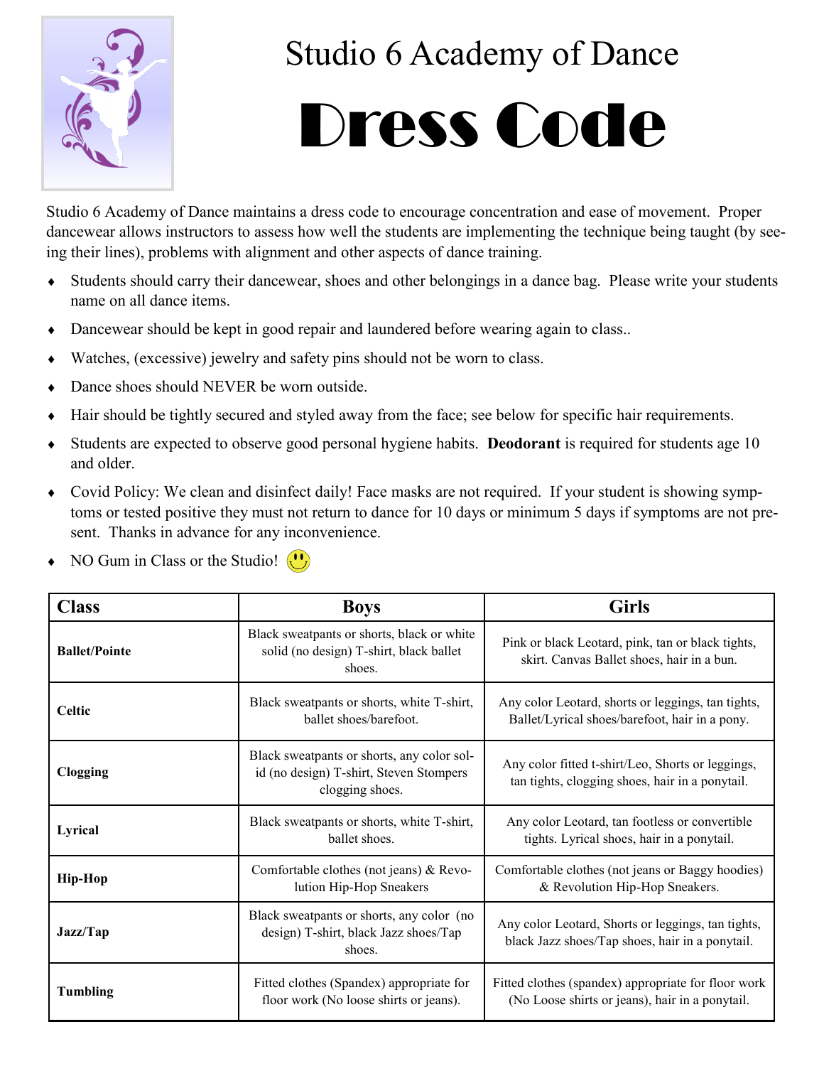# Studio 6 Academy of Dance

# Dress Code

Studio 6 Academy of Dance maintains a dress code to encourage concentration and ease of movement. Proper dancewear allows instructors to assess how well the students are implementing the technique being taught (by seeing their lines), problems with alignment and other aspects of dance training.

- Students should carry their dancewear, shoes and other belongings in a dance bag. Please write your students name on all dance items.
- Dancewear should be kept in good repair and laundered before wearing again to class..
- Watches, (excessive) jewelry and safety pins should not be worn to class.
- Dance shoes should NEVER be worn outside.
- Hair should be tightly secured and styled away from the face; see below for specific hair requirements.
- Students are expected to observe good personal hygiene habits. **Deodorant** is required for students age 10 and older.
- Covid Policy: We clean and disinfect daily! Face masks are not required. If your student is showing symptoms or tested positive they must not return to dance for 10 days or minimum 5 days if symptoms are not present. Thanks in advance for any inconvenience.
- NO Gum in Class or the Studio! 🙂

| Class | Boys | Girls |
|---|---|---|
| **Ballet/Pointe** | Black sweatpants or shorts, black or white solid (no design) T-shirt, black ballet shoes. | Pink or black Leotard, pink, tan or black tights, skirt. Canvas Ballet shoes, hair in a bun. |
| **Celtic** | Black sweatpants or shorts, white T-shirt, ballet shoes/barefoot. | Any color Leotard, shorts or leggings, tan tights, Ballet/Lyrical shoes/barefoot, hair in a pony. |
| **Clogging** | Black sweatpants or shorts, any color solid (no design) T-shirt, Steven Stompers clogging shoes. | Any color fitted t-shirt/Leo, Shorts or leggings, tan tights, clogging shoes, hair in a ponytail. |
| **Lyrical** | Black sweatpants or shorts, white T-shirt, ballet shoes. | Any color Leotard, tan footless or convertible tights. Lyrical shoes, hair in a ponytail. |
| **Hip-Hop** | Comfortable clothes (not jeans) & Revolution Hip-Hop Sneakers | Comfortable clothes (not jeans or Baggy hoodies) & Revolution Hip-Hop Sneakers. |
| **Jazz/Tap** | Black sweatpants or shorts, any color (no design) T-shirt, black Jazz shoes/Tap shoes. | Any color Leotard, Shorts or leggings, tan tights, black Jazz shoes/Tap shoes, hair in a ponytail. |
| **Tumbling** | Fitted clothes (Spandex) appropriate for floor work (No loose shirts or jeans). | Fitted clothes (spandex) appropriate for floor work (No Loose shirts or jeans), hair in a ponytail. |